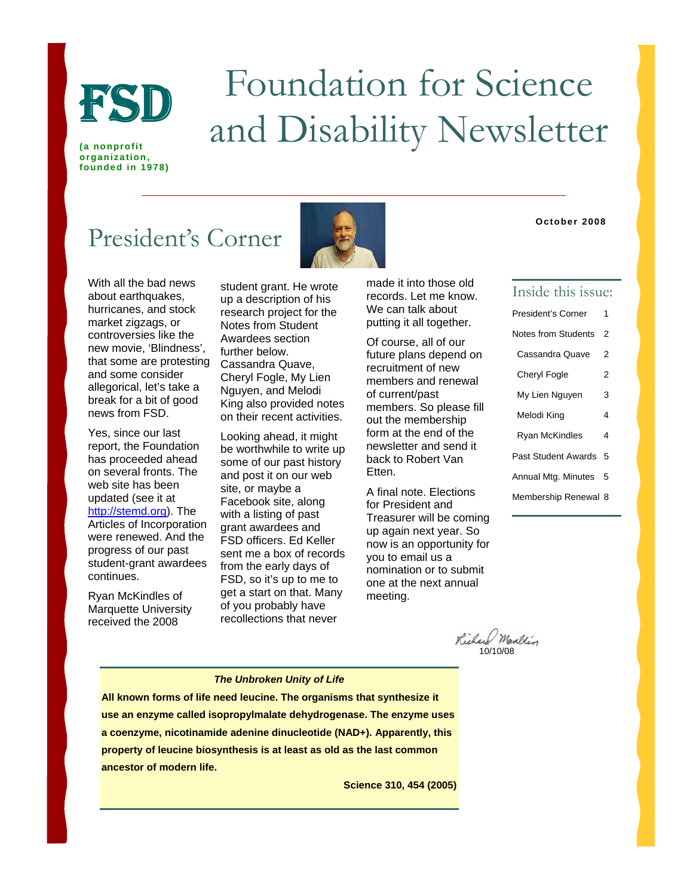**FSD**

(a nonprofit organization, founded in 1978)

# Foundation for Science and Disability Newsletter

October 2008

## President's Corner

With all the bad news about earthquakes, hurricanes, and stock market zigzags, or controversies like the new movie, 'Blindness', that some are protesting and some consider allegorical, let's take a break for a bit of good news from FSD.

Yes, since our last report, the Foundation has proceeded ahead on several fronts. The web site has been updated (see it at http://stemd.org). The Articles of Incorporation were renewed. And the progress of our past student-grant awardees continues.

Ryan McKindles of Marquette University received the 2008 student grant. He wrote up a description of his research project for the Notes from Student Awardees section further below. Cassandra Quave, Cheryl Fogle, My Lien Nguyen, and Melodi King also provided notes on their recent activities.

Looking ahead, it might be worthwhile to write up some of our past history and post it on our web site, or maybe a Facebook site, along with a listing of past grant awardees and FSD officers. Ed Keller sent me a box of records from the early days of FSD, so it's up to me to get a start on that. Many of you probably have recollections that never made it into those old records. Let me know. We can talk about putting it all together.

Of course, all of our future plans depend on recruitment of new members and renewal of current/past members. So please fill out the membership form at the end of the newsletter and send it back to Robert Van Etten.

A final note. Elections for President and Treasurer will be coming up again next year. So now is an opportunity for you to email us a nomination or to submit one at the next annual meeting.

Richard Mankin
10/10/08

### Inside this issue:

| | |
|---|---|
| President's Corner | 1 |
| Notes from Students | 2 |
| Cassandra Quave | 2 |
| Cheryl Fogle | 2 |
| My Lien Nguyen | 3 |
| Melodi King | 4 |
| Ryan McKindles | 4 |
| Past Student Awards | 5 |
| Annual Mtg. Minutes | 5 |
| Membership Renewal | 8 |

***The Unbroken Unity of Life***

**All known forms of life need leucine. The organisms that synthesize it use an enzyme called isopropylmalate dehydrogenase. The enzyme uses a coenzyme, nicotinamide adenine dinucleotide (NAD+). Apparently, this property of leucine biosynthesis is at least as old as the last common ancestor of modern life.**

**Science 310, 454 (2005)**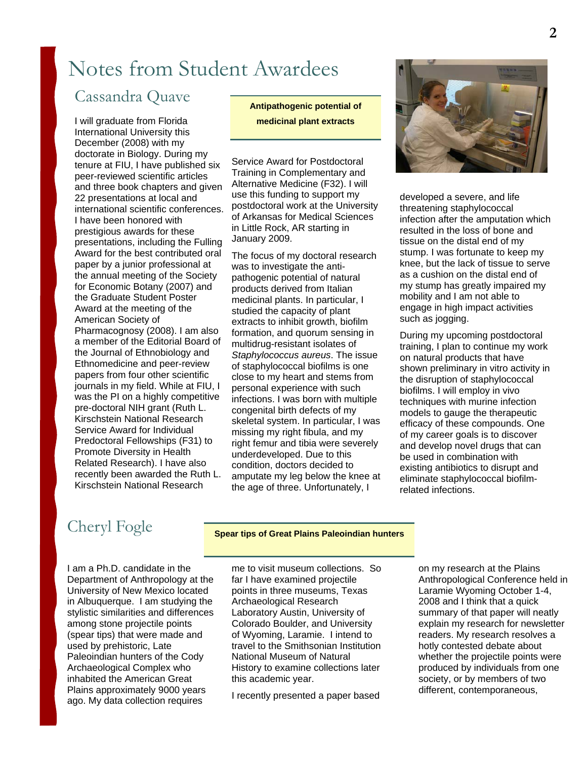# Notes from Student Awardees

## Cassandra Quave

**Antipathogenic potential of medicinal plant extracts**

I will graduate from Florida International University this December (2008) with my doctorate in Biology. During my tenure at FIU, I have published six peer-reviewed scientific articles and three book chapters and given 22 presentations at local and international scientific conferences. I have been honored with prestigious awards for these presentations, including the Fulling Award for the best contributed oral paper by a junior professional at the annual meeting of the Society for Economic Botany (2007) and the Graduate Student Poster Award at the meeting of the American Society of Pharmacognosy (2008). I am also a member of the Editorial Board of the Journal of Ethnobiology and Ethnomedicine and peer-review papers from four other scientific journals in my field. While at FIU, I was the PI on a highly competitive pre-doctoral NIH grant (Ruth L. Kirschstein National Research Service Award for Individual Predoctoral Fellowships (F31) to Promote Diversity in Health Related Research). I have also recently been awarded the Ruth L. Kirschstein National Research Service Award for Postdoctoral Training in Complementary and Alternative Medicine (F32). I will use this funding to support my postdoctoral work at the University of Arkansas for Medical Sciences in Little Rock, AR starting in January 2009.

The focus of my doctoral research was to investigate the anti-pathogenic potential of natural products derived from Italian medicinal plants. In particular, I studied the capacity of plant extracts to inhibit growth, biofilm formation, and quorum sensing in multidrug-resistant isolates of *Staphylococcus aureus*. The issue of staphylococcal biofilms is one close to my heart and stems from personal experience with such infections. I was born with multiple congenital birth defects of my skeletal system. In particular, I was missing my right fibula, and my right femur and tibia were severely underdeveloped. Due to this condition, doctors decided to amputate my leg below the knee at the age of three. Unfortunately, I developed a severe, and life threatening staphylococcal infection after the amputation which resulted in the loss of bone and tissue on the distal end of my stump. I was fortunate to keep my knee, but the lack of tissue to serve as a cushion on the distal end of my stump has greatly impaired my mobility and I am not able to engage in high impact activities such as jogging.

During my upcoming postdoctoral training, I plan to continue my work on natural products that have shown preliminary in vitro activity in the disruption of staphylococcal biofilms. I will employ in vivo techniques with murine infection models to gauge the therapeutic efficacy of these compounds. One of my career goals is to discover and develop novel drugs that can be used in combination with existing antibiotics to disrupt and eliminate staphylococcal biofilm-related infections.

## Cheryl Fogle

**Spear tips of Great Plains Paleoindian hunters**

I am a Ph.D. candidate in the Department of Anthropology at the University of New Mexico located in Albuquerque. I am studying the stylistic similarities and differences among stone projectile points (spear tips) that were made and used by prehistoric, Late Paleoindian hunters of the Cody Archaeological Complex who inhabited the American Great Plains approximately 9000 years ago. My data collection requires me to visit museum collections. So far I have examined projectile points in three museums, Texas Archaeological Research Laboratory Austin, University of Colorado Boulder, and University of Wyoming, Laramie. I intend to travel to the Smithsonian Institution National Museum of Natural History to examine collections later this academic year.

I recently presented a paper based on my research at the Plains Anthropological Conference held in Laramie Wyoming October 1-4, 2008 and I think that a quick summary of that paper will neatly explain my research for newsletter readers. My research resolves a hotly contested debate about whether the projectile points were produced by individuals from one society, or by members of two different, contemporaneous,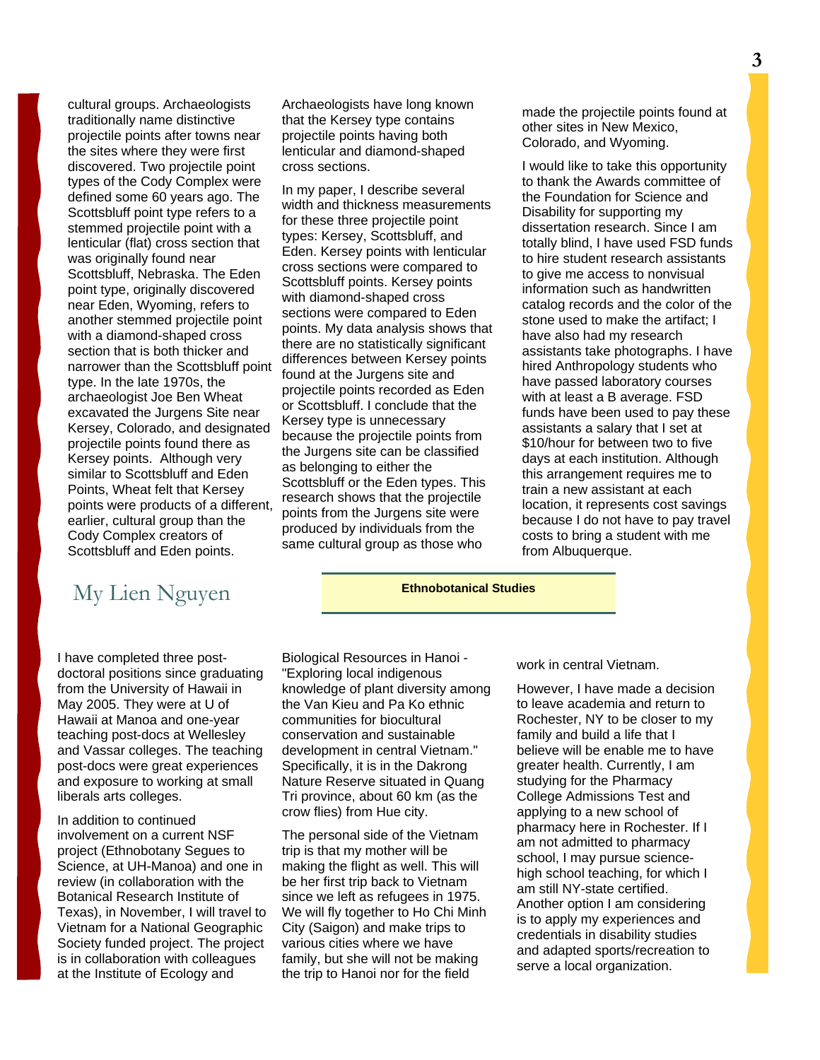cultural groups. Archaeologists traditionally name distinctive projectile points after towns near the sites where they were first discovered. Two projectile point types of the Cody Complex were defined some 60 years ago. The Scottsbluff point type refers to a stemmed projectile point with a lenticular (flat) cross section that was originally found near Scottsbluff, Nebraska. The Eden point type, originally discovered near Eden, Wyoming, refers to another stemmed projectile point with a diamond-shaped cross section that is both thicker and narrower than the Scottsbluff point type. In the late 1970s, the archaeologist Joe Ben Wheat excavated the Jurgens Site near Kersey, Colorado, and designated projectile points found there as Kersey points. Although very similar to Scottsbluff and Eden Points, Wheat felt that Kersey points were products of a different, earlier, cultural group than the Cody Complex creators of Scottsbluff and Eden points.

Archaeologists have long known that the Kersey type contains projectile points having both lenticular and diamond-shaped cross sections.

In my paper, I describe several width and thickness measurements for these three projectile point types: Kersey, Scottsbluff, and Eden. Kersey points with lenticular cross sections were compared to Scottsbluff points. Kersey points with diamond-shaped cross sections were compared to Eden points. My data analysis shows that there are no statistically significant differences between Kersey points found at the Jurgens site and projectile points recorded as Eden or Scottsbluff. I conclude that the Kersey type is unnecessary because the projectile points from the Jurgens site can be classified as belonging to either the Scottsbluff or the Eden types. This research shows that the projectile points from the Jurgens site were produced by individuals from the same cultural group as those who made the projectile points found at other sites in New Mexico, Colorado, and Wyoming.

I would like to take this opportunity to thank the Awards committee of the Foundation for Science and Disability for supporting my dissertation research. Since I am totally blind, I have used FSD funds to hire student research assistants to give me access to nonvisual information such as handwritten catalog records and the color of the stone used to make the artifact; I have also had my research assistants take photographs. I have hired Anthropology students who have passed laboratory courses with at least a B average. FSD funds have been used to pay these assistants a salary that I set at $10/hour for between two to five days at each institution. Although this arrangement requires me to train a new assistant at each location, it represents cost savings because I do not have to pay travel costs to bring a student with me from Albuquerque.

## My Lien Nguyen

**Ethnobotanical Studies**

I have completed three post-doctoral positions since graduating from the University of Hawaii in May 2005. They were at U of Hawaii at Manoa and one-year teaching post-docs at Wellesley and Vassar colleges. The teaching post-docs were great experiences and exposure to working at small liberals arts colleges.

In addition to continued involvement on a current NSF project (Ethnobotany Segues to Science, at UH-Manoa) and one in review (in collaboration with the Botanical Research Institute of Texas), in November, I will travel to Vietnam for a National Geographic Society funded project. The project is in collaboration with colleagues at the Institute of Ecology and Biological Resources in Hanoi - "Exploring local indigenous knowledge of plant diversity among the Van Kieu and Pa Ko ethnic communities for biocultural conservation and sustainable development in central Vietnam." Specifically, it is in the Dakrong Nature Reserve situated in Quang Tri province, about 60 km (as the crow flies) from Hue city.

The personal side of the Vietnam trip is that my mother will be making the flight as well. This will be her first trip back to Vietnam since we left as refugees in 1975. We will fly together to Ho Chi Minh City (Saigon) and make trips to various cities where we have family, but she will not be making the trip to Hanoi nor for the field work in central Vietnam.

However, I have made a decision to leave academia and return to Rochester, NY to be closer to my family and build a life that I believe will be enable me to have greater health. Currently, I am studying for the Pharmacy College Admissions Test and applying to a new school of pharmacy here in Rochester. If I am not admitted to pharmacy school, I may pursue science-high school teaching, for which I am still NY-state certified. Another option I am considering is to apply my experiences and credentials in disability studies and adapted sports/recreation to serve a local organization.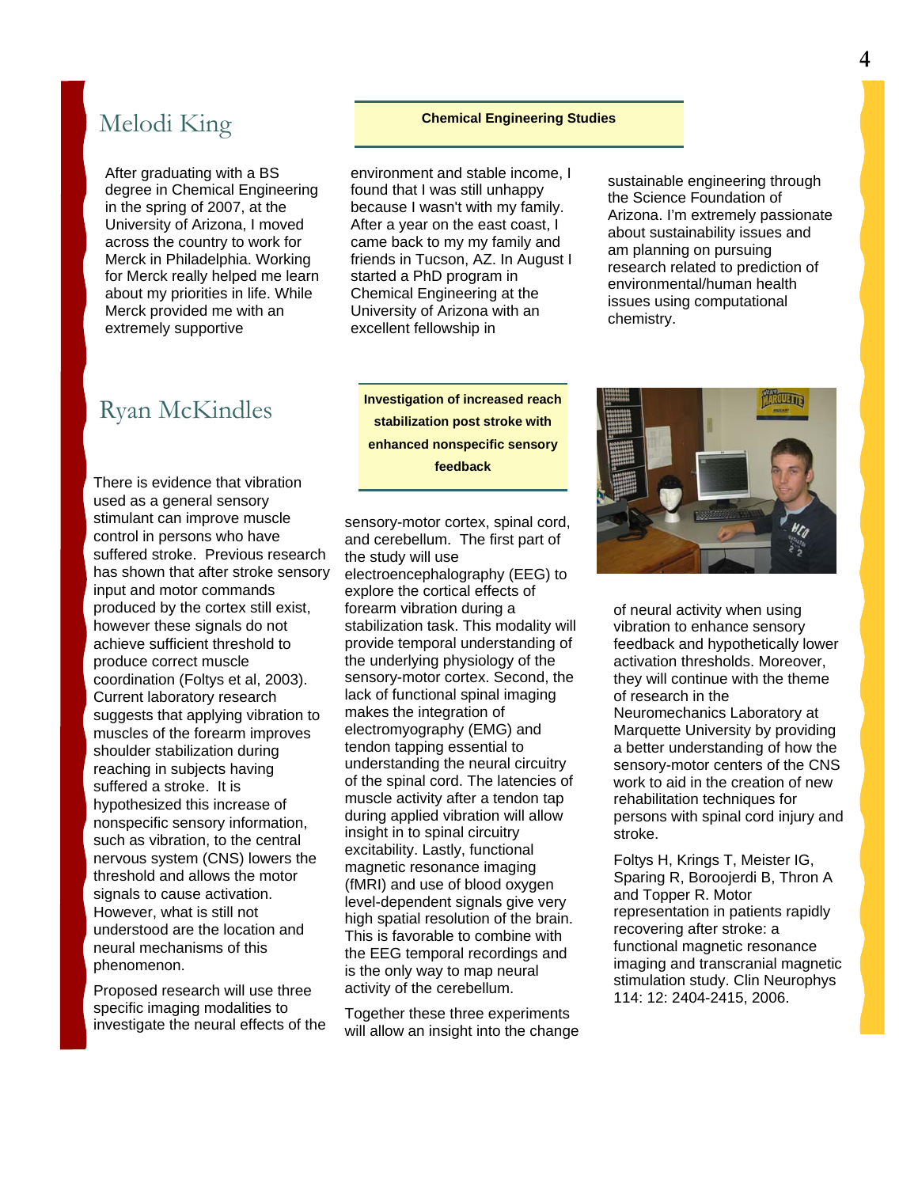## Melodi King

**Chemical Engineering Studies**

After graduating with a BS degree in Chemical Engineering in the spring of 2007, at the University of Arizona, I moved across the country to work for Merck in Philadelphia. Working for Merck really helped me learn about my priorities in life. While Merck provided me with an extremely supportive environment and stable income, I found that I was still unhappy because I wasn't with my family. After a year on the east coast, I came back to my my family and friends in Tucson, AZ. In August I started a PhD program in Chemical Engineering at the University of Arizona with an excellent fellowship in sustainable engineering through the Science Foundation of Arizona. I'm extremely passionate about sustainability issues and am planning on pursuing research related to prediction of environmental/human health issues using computational chemistry.

## Ryan McKindles

**Investigation of increased reach stabilization post stroke with enhanced nonspecific sensory feedback**

There is evidence that vibration used as a general sensory stimulant can improve muscle control in persons who have suffered stroke. Previous research has shown that after stroke sensory input and motor commands produced by the cortex still exist, however these signals do not achieve sufficient threshold to produce correct muscle coordination (Foltys et al, 2003). Current laboratory research suggests that applying vibration to muscles of the forearm improves shoulder stabilization during reaching in subjects having suffered a stroke. It is hypothesized this increase of nonspecific sensory information, such as vibration, to the central nervous system (CNS) lowers the threshold and allows the motor signals to cause activation. However, what is still not understood are the location and neural mechanisms of this phenomenon.

Proposed research will use three specific imaging modalities to investigate the neural effects of the sensory-motor cortex, spinal cord, and cerebellum. The first part of the study will use electroencephalography (EEG) to explore the cortical effects of forearm vibration during a stabilization task. This modality will provide temporal understanding of the underlying physiology of the sensory-motor cortex. Second, the lack of functional spinal imaging makes the integration of electromyography (EMG) and tendon tapping essential to understanding the neural circuitry of the spinal cord. The latencies of muscle activity after a tendon tap during applied vibration will allow insight in to spinal circuitry excitability. Lastly, functional magnetic resonance imaging (fMRI) and use of blood oxygen level-dependent signals give very high spatial resolution of the brain. This is favorable to combine with the EEG temporal recordings and is the only way to map neural activity of the cerebellum.

Together these three experiments will allow an insight into the change of neural activity when using vibration to enhance sensory feedback and hypothetically lower activation thresholds. Moreover, they will continue with the theme of research in the Neuromechanics Laboratory at Marquette University by providing a better understanding of how the sensory-motor centers of the CNS work to aid in the creation of new rehabilitation techniques for persons with spinal cord injury and stroke.

Foltys H, Krings T, Meister IG, Sparing R, Boroojerdi B, Thron A and Topper R. Motor representation in patients rapidly recovering after stroke: a functional magnetic resonance imaging and transcranial magnetic stimulation study. Clin Neurophys 114: 12: 2404-2415, 2006.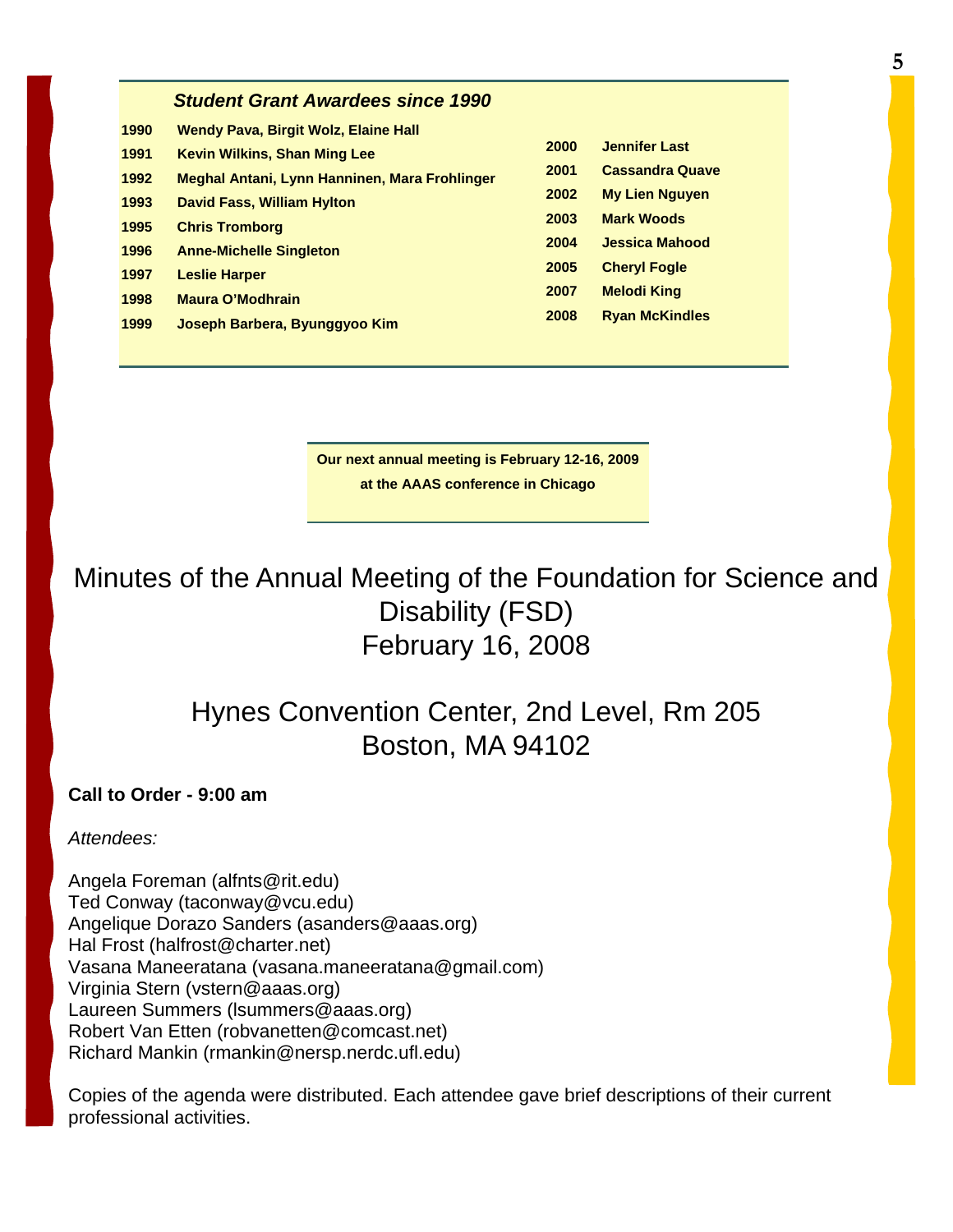### *Student Grant Awardees since 1990*

| Year | Awardees |
|---|---|
| 1990 | Wendy Pava, Birgit Wolz, Elaine Hall |
| 1991 | Kevin Wilkins, Shan Ming Lee |
| 1992 | Meghal Antani, Lynn Hanninen, Mara Frohlinger |
| 1993 | David Fass, William Hylton |
| 1995 | Chris Tromborg |
| 1996 | Anne-Michelle Singleton |
| 1997 | Leslie Harper |
| 1998 | Maura O'Modhrain |
| 1999 | Joseph Barbera, Byunggyoo Kim |
| 2000 | Jennifer Last |
| 2001 | Cassandra Quave |
| 2002 | My Lien Nguyen |
| 2003 | Mark Woods |
| 2004 | Jessica Mahood |
| 2005 | Cheryl Fogle |
| 2007 | Melodi King |
| 2008 | Ryan McKindles |

**Our next annual meeting is February 12-16, 2009 at the AAAS conference in Chicago**

# Minutes of the Annual Meeting of the Foundation for Science and Disability (FSD)
# February 16, 2008

## Hynes Convention Center, 2nd Level, Rm 205
## Boston, MA 94102

**Call to Order - 9:00 am**

*Attendees:*

Angela Foreman (alfnts@rit.edu)
Ted Conway (taconway@vcu.edu)
Angelique Dorazo Sanders (asanders@aaas.org)
Hal Frost (halfrost@charter.net)
Vasana Maneeratana (vasana.maneeratana@gmail.com)
Virginia Stern (vstern@aaas.org)
Laureen Summers (lsummers@aaas.org)
Robert Van Etten (robvanetten@comcast.net)
Richard Mankin (rmankin@nersp.nerdc.ufl.edu)

Copies of the agenda were distributed. Each attendee gave brief descriptions of their current professional activities.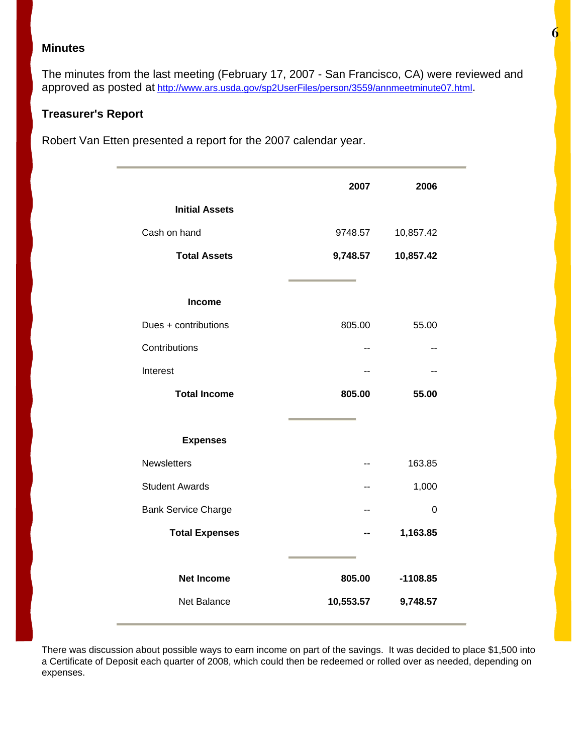## Minutes

The minutes from the last meeting (February 17, 2007 - San Francisco, CA) were reviewed and approved as posted at http://www.ars.usda.gov/sp2UserFiles/person/3559/annmeetminute07.html.

## Treasurer's Report

Robert Van Etten presented a report for the 2007 calendar year.

| | 2007 | 2006 |
|---|---|---|
| **Initial Assets** | | |
| Cash on hand | 9748.57 | 10,857.42 |
| **Total Assets** | **9,748.57** | **10,857.42** |
| **Income** | | |
| Dues + contributions | 805.00 | 55.00 |
| Contributions | -- | -- |
| Interest | -- | -- |
| **Total Income** | **805.00** | **55.00** |
| **Expenses** | | |
| Newsletters | -- | 163.85 |
| Student Awards | -- | 1,000 |
| Bank Service Charge | -- | 0 |
| **Total Expenses** | **--** | **1,163.85** |
| **Net Income** | **805.00** | **-1108.85** |
| Net Balance | **10,553.57** | **9,748.57** |

There was discussion about possible ways to earn income on part of the savings. It was decided to place $1,500 into a Certificate of Deposit each quarter of 2008, which could then be redeemed or rolled over as needed, depending on expenses.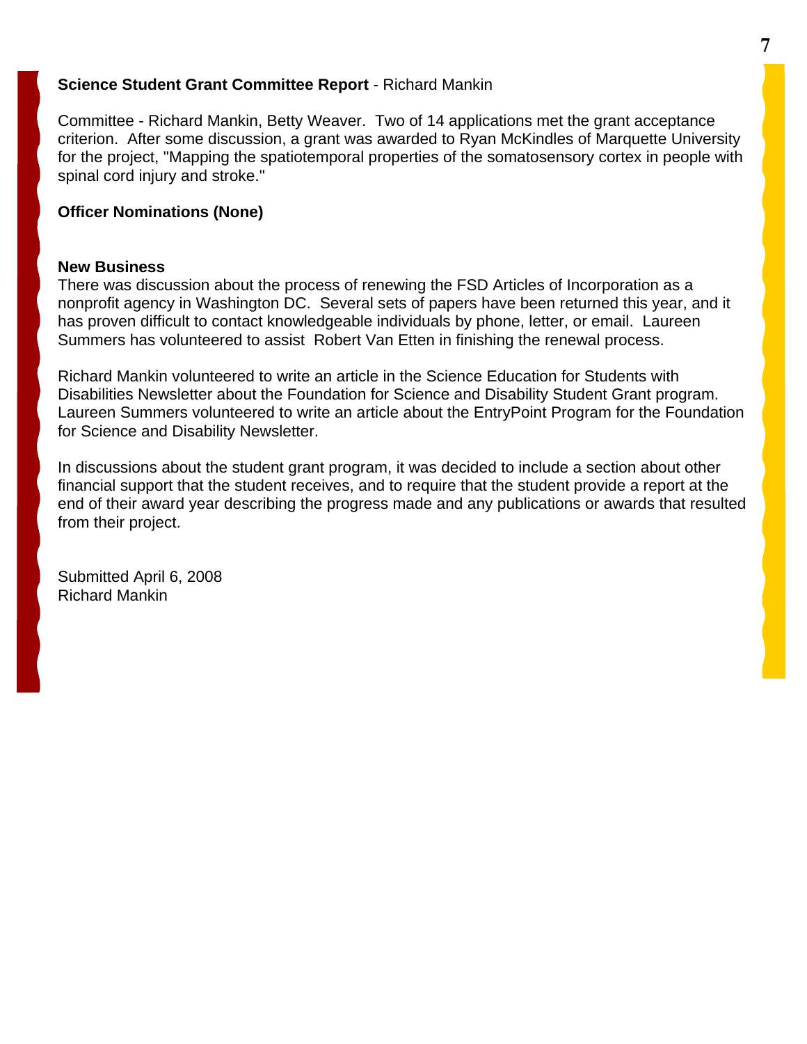**Science Student Grant Committee Report** - Richard Mankin

Committee - Richard Mankin, Betty Weaver. Two of 14 applications met the grant acceptance criterion. After some discussion, a grant was awarded to Ryan McKindles of Marquette University for the project, "Mapping the spatiotemporal properties of the somatosensory cortex in people with spinal cord injury and stroke."

**Officer Nominations (None)**

**New Business**

There was discussion about the process of renewing the FSD Articles of Incorporation as a nonprofit agency in Washington DC. Several sets of papers have been returned this year, and it has proven difficult to contact knowledgeable individuals by phone, letter, or email. Laureen Summers has volunteered to assist Robert Van Etten in finishing the renewal process.

Richard Mankin volunteered to write an article in the Science Education for Students with Disabilities Newsletter about the Foundation for Science and Disability Student Grant program. Laureen Summers volunteered to write an article about the EntryPoint Program for the Foundation for Science and Disability Newsletter.

In discussions about the student grant program, it was decided to include a section about other financial support that the student receives, and to require that the student provide a report at the end of their award year describing the progress made and any publications or awards that resulted from their project.

Submitted April 6, 2008
Richard Mankin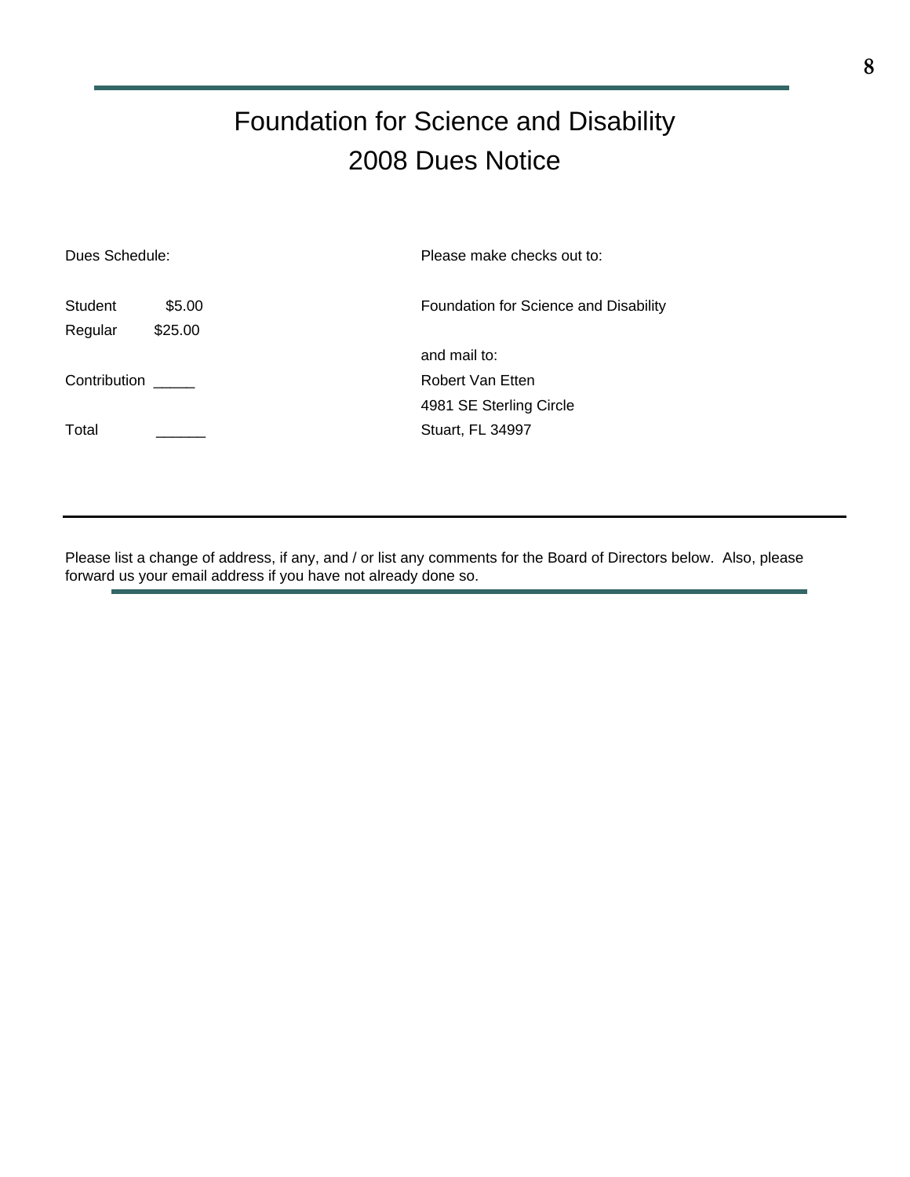# Foundation for Science and Disability
# 2008 Dues Notice

Dues Schedule:

Student $5.00

Regular $25.00

Contribution _____

Total ______

Please make checks out to:

Foundation for Science and Disability

and mail to:

Robert Van Etten
4981 SE Sterling Circle
Stuart, FL 34997

---

Please list a change of address, if any, and / or list any comments for the Board of Directors below. Also, please forward us your email address if you have not already done so.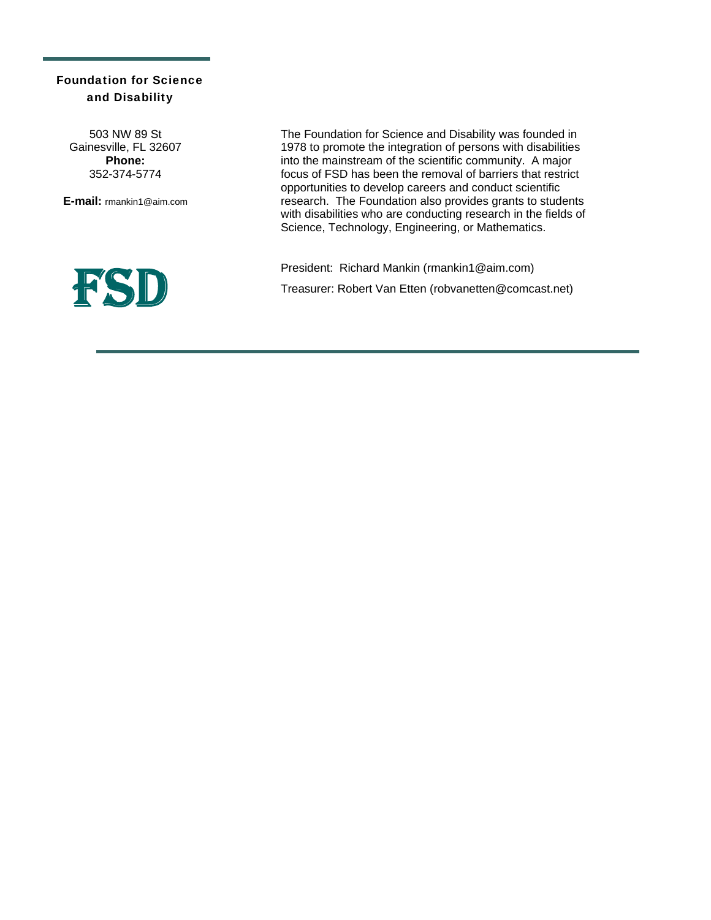**Foundation for Science and Disability**

503 NW 89 St
Gainesville, FL 32607
**Phone:**
352-374-5774

**E-mail:** rmankin1@aim.com

FSD

The Foundation for Science and Disability was founded in 1978 to promote the integration of persons with disabilities into the mainstream of the scientific community. A major focus of FSD has been the removal of barriers that restrict opportunities to develop careers and conduct scientific research. The Foundation also provides grants to students with disabilities who are conducting research in the fields of Science, Technology, Engineering, or Mathematics.

President: Richard Mankin (rmankin1@aim.com)

Treasurer: Robert Van Etten (robvanetten@comcast.net)